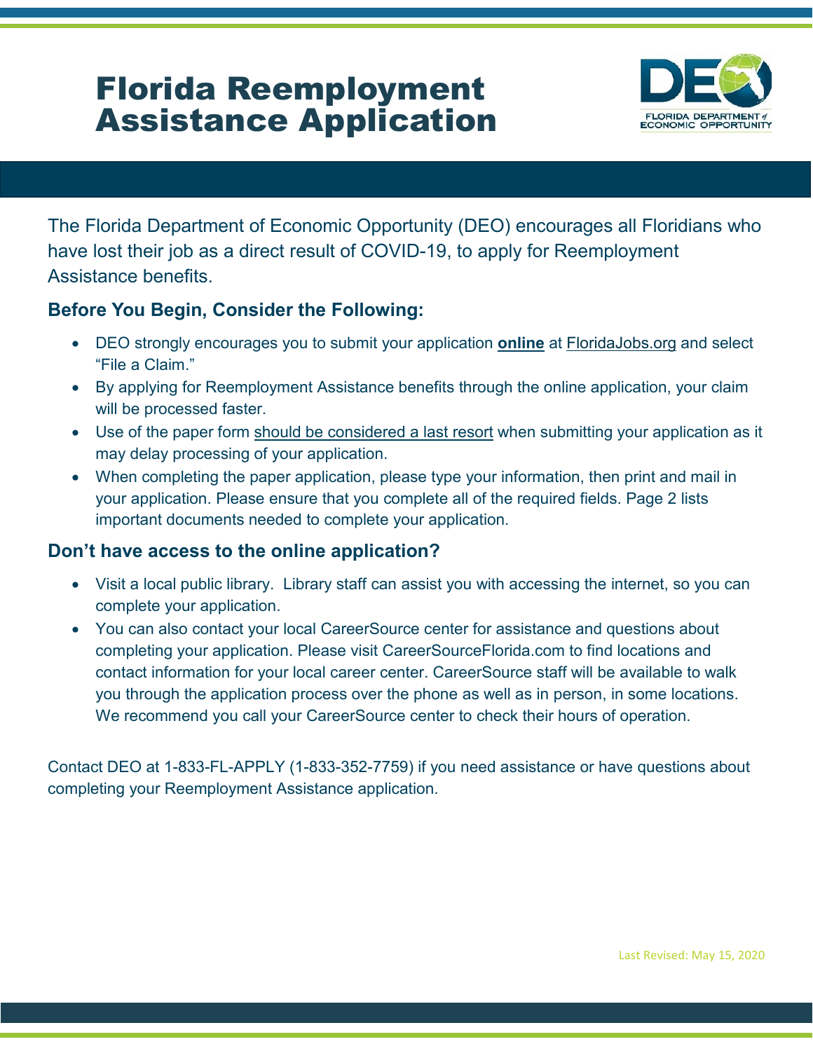# Florida Reemployment Assistance Application

FLORIDA DEPARTMENT of ECONOMIC OPPORTUNITY

The Florida Department of Economic Opportunity (DEO) encourages all Floridians who have lost their job as a direct result of COVID-19, to apply for Reemployment Assistance benefits.

## Before You Begin, Consider the Following:

- DEO strongly encourages you to submit your application **online** at FloridaJobs.org and select "File a Claim."
- By applying for Reemployment Assistance benefits through the online application, your claim will be processed faster.
- Use of the paper form should be considered a last resort when submitting your application as it may delay processing of your application.
- When completing the paper application, please type your information, then print and mail in your application. Please ensure that you complete all of the required fields. Page 2 lists important documents needed to complete your application.

## Don't have access to the online application?

- Visit a local public library. Library staff can assist you with accessing the internet, so you can complete your application.
- You can also contact your local CareerSource center for assistance and questions about completing your application. Please visit CareerSourceFlorida.com to find locations and contact information for your local career center. CareerSource staff will be available to walk you through the application process over the phone as well as in person, in some locations. We recommend you call your CareerSource center to check their hours of operation.

Contact DEO at 1-833-FL-APPLY (1-833-352-7759) if you need assistance or have questions about completing your Reemployment Assistance application.

Last Revised: May 15, 2020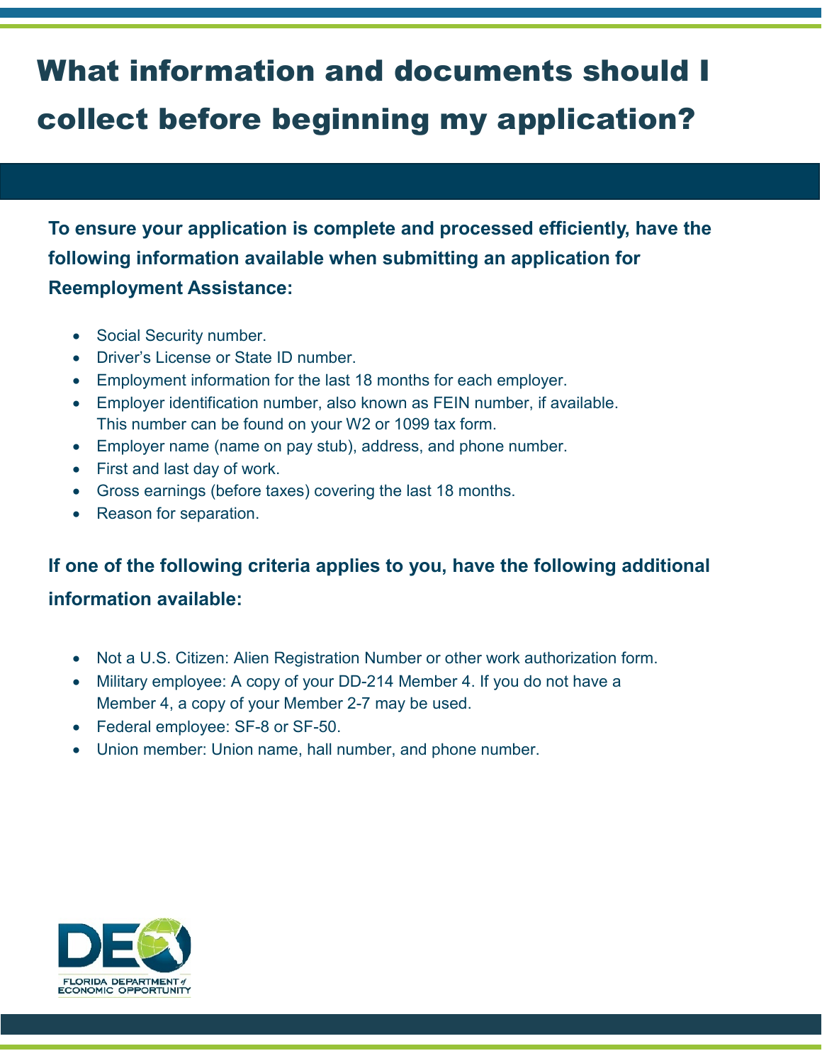# What information and documents should I collect before beginning my application?

**To ensure your application is complete and processed efficiently, have the following information available when submitting an application for Reemployment Assistance:**

- Social Security number.
- Driver's License or State ID number.
- Employment information for the last 18 months for each employer.
- Employer identification number, also known as FEIN number, if available. This number can be found on your W2 or 1099 tax form.
- Employer name (name on pay stub), address, and phone number.
- First and last day of work.
- Gross earnings (before taxes) covering the last 18 months.
- Reason for separation.

**If one of the following criteria applies to you, have the following additional information available:**

- Not a U.S. Citizen: Alien Registration Number or other work authorization form.
- Military employee: A copy of your DD-214 Member 4. If you do not have a Member 4, a copy of your Member 2-7 may be used.
- Federal employee: SF-8 or SF-50.
- Union member: Union name, hall number, and phone number.

FLORIDA DEPARTMENT of ECONOMIC OPPORTUNITY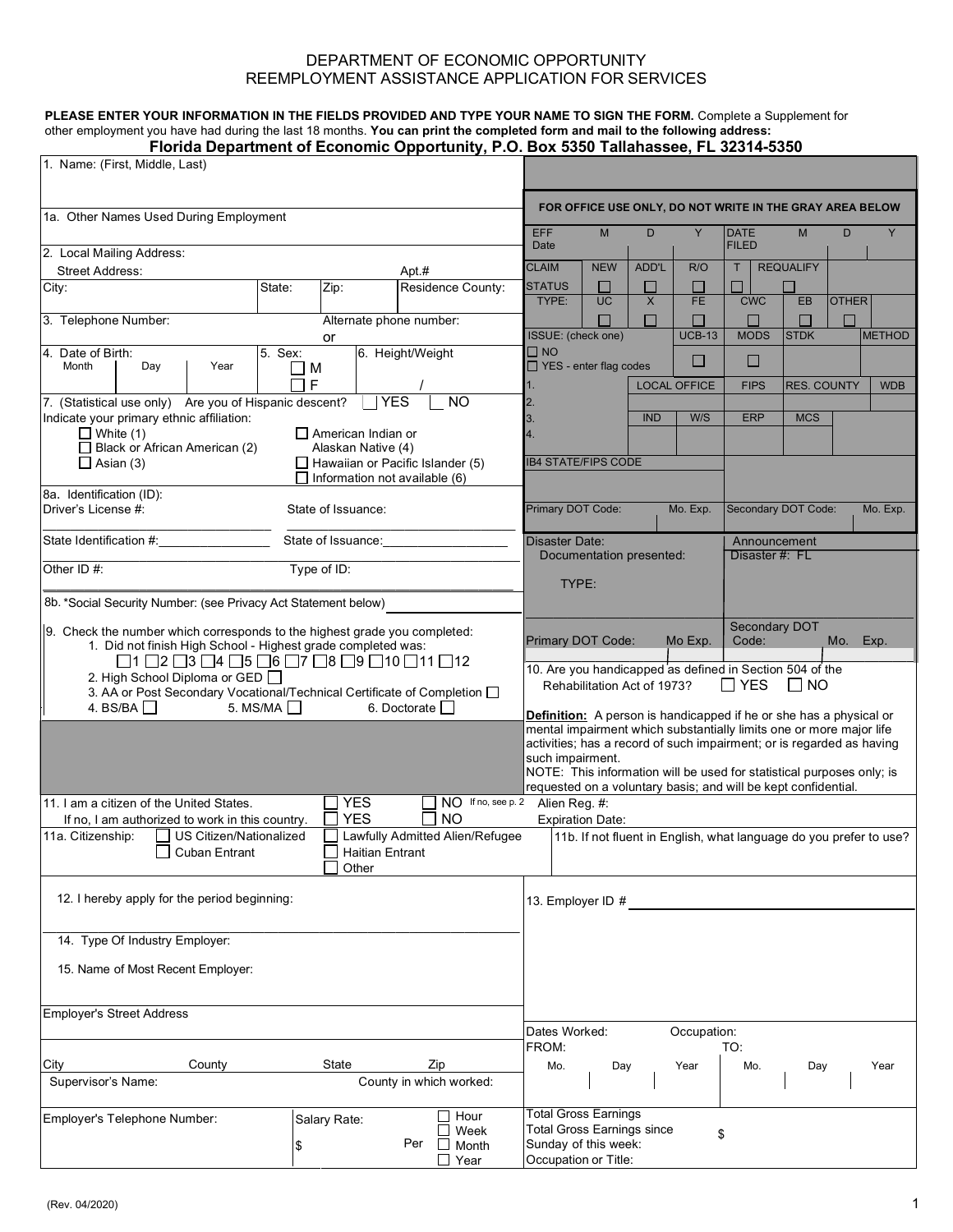# DEPARTMENT OF ECONOMIC OPPORTUNITY
# REEMPLOYMENT ASSISTANCE APPLICATION FOR SERVICES

**PLEASE ENTER YOUR INFORMATION IN THE FIELDS PROVIDED AND TYPE YOUR NAME TO SIGN THE FORM.** Complete a Supplement for other employment you have had during the last 18 months. **You can print the completed form and mail to the following address:**

**Florida Department of Economic Opportunity, P.O. Box 5350 Tallahassee, FL 32314-5350**

1. Name: (First, Middle, Last)

1a. Other Names Used During Employment

2. Local Mailing Address:
Street Address: Apt.#
City: State: Zip: Residence County:

3. Telephone Number: Alternate phone number:
or

4. Date of Birth: Month Day Year
5. Sex: ☐ M ☐ F
6. Height/Weight /

7. (Statistical use only) Are you of Hispanic descent? ☐ YES ☐ NO
Indicate your primary ethnic affiliation:
☐ White (1)
☐ Black or African American (2)
☐ Asian (3)
☐ American Indian or Alaskan Native (4)
☐ Hawaiian or Pacific Islander (5)
☐ Information not available (6)

8a. Identification (ID):
Driver's License #: State of Issuance:
State Identification #: State of Issuance:
Other ID #: Type of ID:

8b. *Social Security Number: (see Privacy Act Statement below)

9. Check the number which corresponds to the highest grade you completed:
1. Did not finish High School - Highest grade completed was:
☐1 ☐2 ☐3 ☐4 ☐5 ☐6 ☐7 ☐8 ☐9 ☐10 ☐11 ☐12
2. High School Diploma or GED ☐
3. AA or Post Secondary Vocational/Technical Certificate of Completion ☐
4. BS/BA ☐ 5. MS/MA ☐ 6. Doctorate ☐

**FOR OFFICE USE ONLY, DO NOT WRITE IN THE GRAY AREA BELOW**

| EFF Date | M | D | Y | DATE FILED | M | D | Y |
|---|---|---|---|---|---|---|---|
| CLAIM STATUS | NEW ☐ | ADD'L ☐ | R/O ☐ | T ☐ | REQUALIFY ☐ | | |
| TYPE: | UC ☐ | X ☐ | FE ☐ | CWC ☐ | EB ☐ | OTHER ☐ | |
| ISSUE: (check one) | | | UCB-13 | MODS | STDK | | METHOD |
| ☐ NO ☐ YES - enter flag codes | | | ☐ | ☐ | | | |
| 1. | | LOCAL OFFICE | | FIPS | RES. COUNTY | | WDB |
| 2. | | | | | | | |
| 3. | | IND | W/S | ERP | MCS | | |
| 4. | | | | | | | |
| IB4 STATE/FIPS CODE | | | | | | | |
| Primary DOT Code: | | Mo. Exp. | | Secondary DOT Code: | | Mo. Exp. | |

Disaster Date: Announcement Disaster #: FL
Documentation presented:
TYPE:

Primary DOT Code: Mo Exp. Secondary DOT Code: Mo. Exp.

10. Are you handicapped as defined in Section 504 of the Rehabilitation Act of 1973? ☐ YES ☐ NO

**Definition:** A person is handicapped if he or she has a physical or mental impairment which substantially limits one or more major life activities; has a record of such impairment; or is regarded as having such impairment.
NOTE: This information will be used for statistical purposes only; is requested on a voluntary basis; and will be kept confidential.

11. I am a citizen of the United States. ☐ YES ☐ NO If no, see p. 2
If no, I am authorized to work in this country. ☐ YES ☐ NO
Alien Reg. #:
Expiration Date:

11a. Citizenship: ☐ US Citizen/Nationalized ☐ Cuban Entrant ☐ Lawfully Admitted Alien/Refugee ☐ Haitian Entrant ☐ Other

11b. If not fluent in English, what language do you prefer to use?

12. I hereby apply for the period beginning:

13. Employer ID #

14. Type Of Industry Employer:

15. Name of Most Recent Employer:

Employer's Street Address

City County State Zip
Supervisor's Name: County in which worked:

Employer's Telephone Number:
Salary Rate: $ Per ☐ Hour ☐ Week ☐ Month ☐ Year

Dates Worked: Occupation:
FROM: Mo. Day Year TO: Mo. Day Year

Total Gross Earnings
Total Gross Earnings since Sunday of this week: $
Occupation or Title:

(Rev. 04/2020)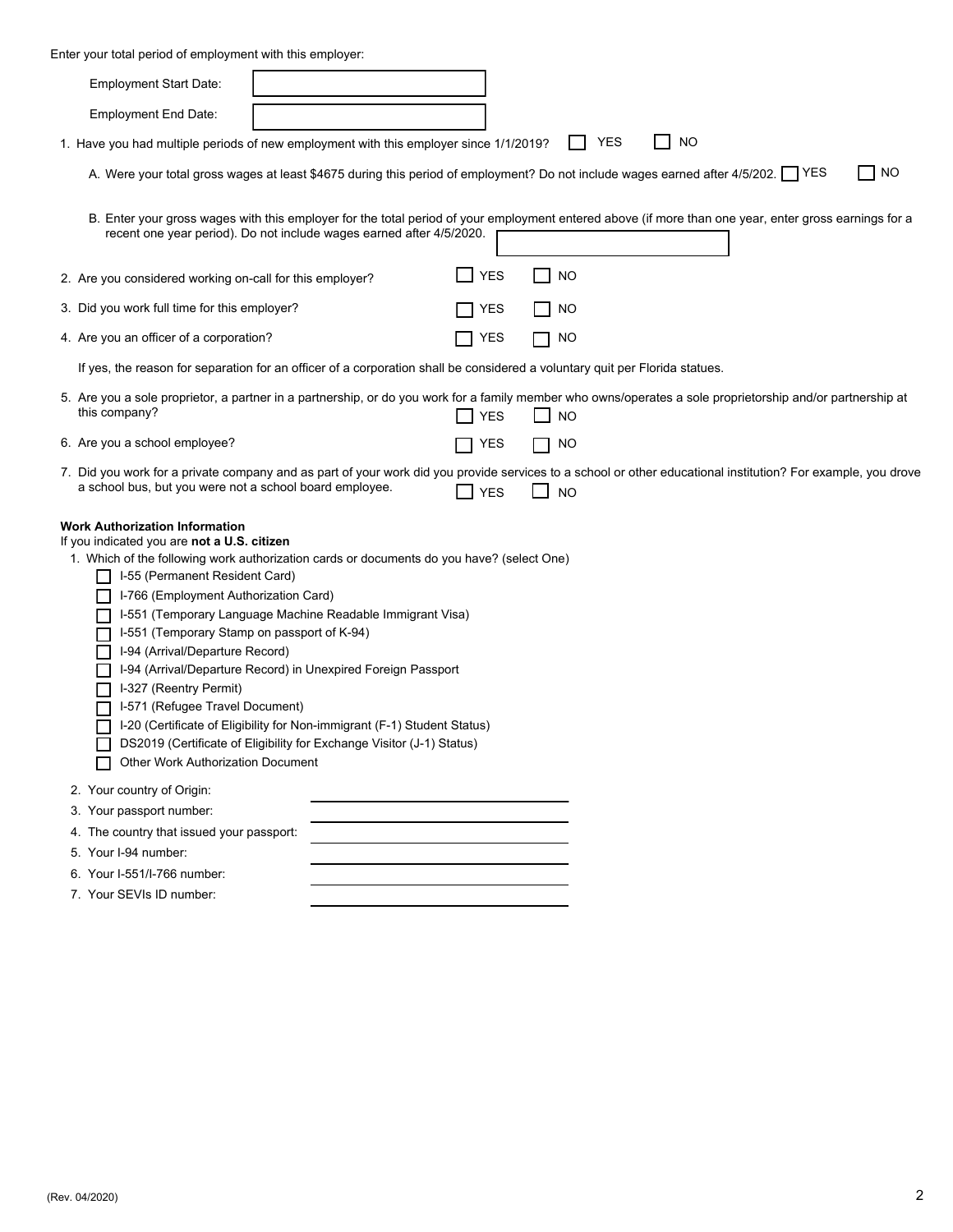Enter your total period of employment with this employer:

Employment Start Date: 

Employment End Date: 

1. Have you had multiple periods of new employment with this employer since 1/1/2019? ☐ YES ☐ NO

   A. Were your total gross wages at least $4675 during this period of employment? Do not include wages earned after 4/5/202. ☐ YES ☐ NO

   B. Enter your gross wages with this employer for the total period of your employment entered above (if more than one year, enter gross earnings for a recent one year period). Do not include wages earned after 4/5/2020. 

2. Are you considered working on-call for this employer? ☐ YES ☐ NO

3. Did you work full time for this employer? ☐ YES ☐ NO

4. Are you an officer of a corporation? ☐ YES ☐ NO

   If yes, the reason for separation for an officer of a corporation shall be considered a voluntary quit per Florida statues.

5. Are you a sole proprietor, a partner in a partnership, or do you work for a family member who owns/operates a sole proprietorship and/or partnership at this company? ☐ YES ☐ NO

6. Are you a school employee? ☐ YES ☐ NO

7. Did you work for a private company and as part of your work did you provide services to a school or other educational institution? For example, you drove a school bus, but you were not a school board employee. ☐ YES ☐ NO

**Work Authorization Information**

If you indicated you are **not a U.S. citizen**

1. Which of the following work authorization cards or documents do you have? (select One)
   - ☐ I-55 (Permanent Resident Card)
   - ☐ I-766 (Employment Authorization Card)
   - ☐ I-551 (Temporary Language Machine Readable Immigrant Visa)
   - ☐ I-551 (Temporary Stamp on passport of K-94)
   - ☐ I-94 (Arrival/Departure Record)
   - ☐ I-94 (Arrival/Departure Record) in Unexpired Foreign Passport
   - ☐ I-327 (Reentry Permit)
   - ☐ I-571 (Refugee Travel Document)
   - ☐ I-20 (Certificate of Eligibility for Non-immigrant (F-1) Student Status)
   - ☐ DS2019 (Certificate of Eligibility for Exchange Visitor (J-1) Status)
   - ☐ Other Work Authorization Document
2. Your country of Origin: ____________________
3. Your passport number: ____________________
4. The country that issued your passport: ____________________
5. Your I-94 number: ____________________
6. Your I-551/I-766 number: ____________________
7. Your SEVIs ID number: ____________________

(Rev. 04/2020)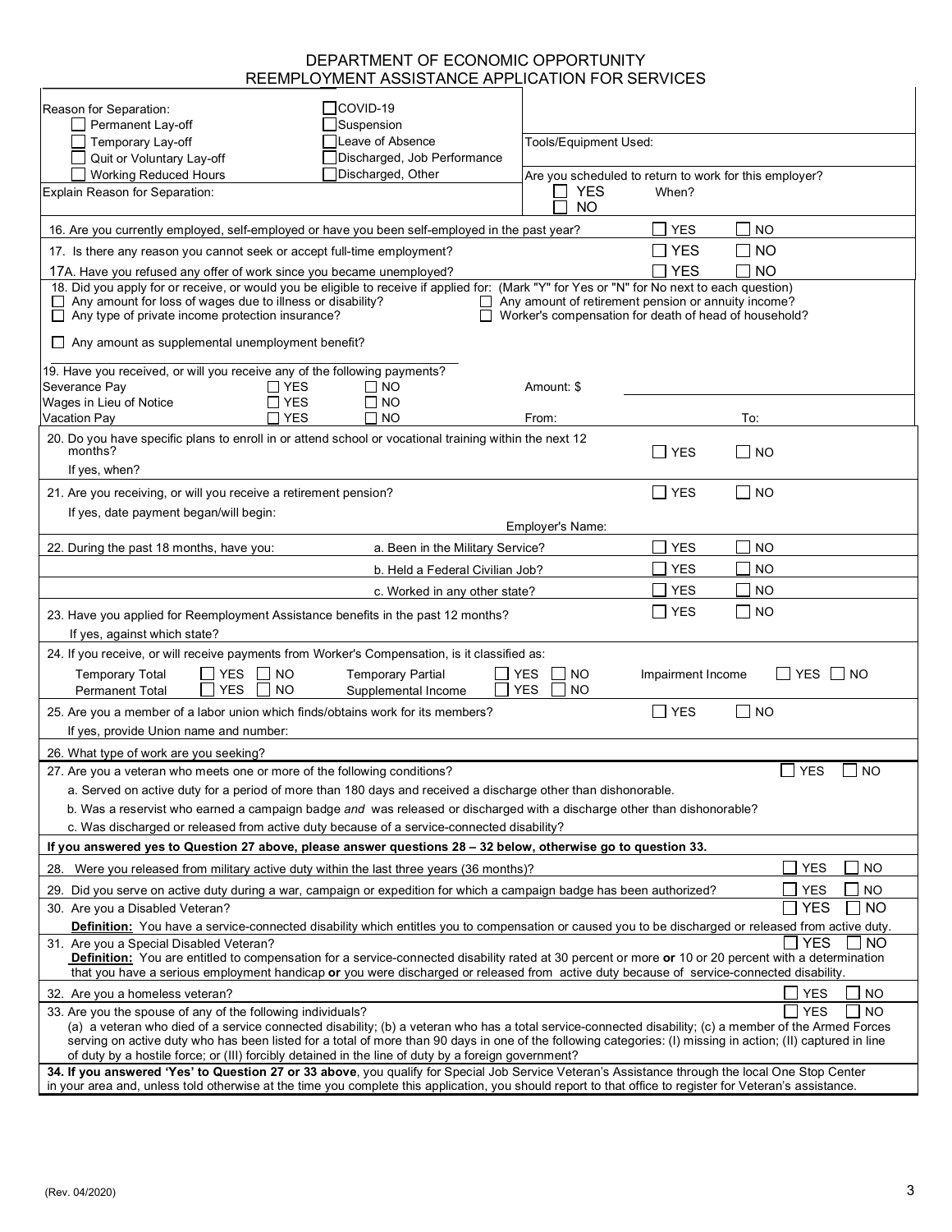# DEPARTMENT OF ECONOMIC OPPORTUNITY
## REEMPLOYMENT ASSISTANCE APPLICATION FOR SERVICES

Reason for Separation:

- ☐ Permanent Lay-off
- ☐ Temporary Lay-off
- ☐ Quit or Voluntary Lay-off
- ☐ Working Reduced Hours
- ☐ COVID-19
- ☐ Suspension
- ☐ Leave of Absence
- ☐ Discharged, Job Performance
- ☐ Discharged, Other

Tools/Equipment Used:

Explain Reason for Separation:

Are you scheduled to return to work for this employer? ☐ YES ☐ NO When?

16. Are you currently employed, self-employed or have you been self-employed in the past year? ☐ YES ☐ NO

17. Is there any reason you cannot seek or accept full-time employment? ☐ YES ☐ NO

17A. Have you refused any offer of work since you became unemployed? ☐ YES ☐ NO

18. Did you apply for or receive, or would you be eligible to receive if applied for: (Mark "Y" for Yes or "N" for No next to each question)
    - ☐ Any amount for loss of wages due to illness or disability?
    - ☐ Any type of private income protection insurance?
    - ☐ Any amount of retirement pension or annuity income?
    - ☐ Worker's compensation for death of head of household?
    - ☐ Any amount as supplemental unemployment benefit?

19. Have you received, or will you receive any of the following payments?

| | | | |
|---|---|---|---|
| Severance Pay | ☐ YES | ☐ NO | Amount: $ |
| Wages in Lieu of Notice | ☐ YES | ☐ NO | |
| Vacation Pay | ☐ YES | ☐ NO | From: To: |

20. Do you have specific plans to enroll in or attend school or vocational training within the next 12 months? ☐ YES ☐ NO
    If yes, when?

21. Are you receiving, or will you receive a retirement pension? ☐ YES ☐ NO
    If yes, date payment began/will begin: Employer's Name:

22. During the past 18 months, have you:

| | | | |
|---|---|---|---|
| | a. Been in the Military Service? | ☐ YES | ☐ NO |
| | b. Held a Federal Civilian Job? | ☐ YES | ☐ NO |
| | c. Worked in any other state? | ☐ YES | ☐ NO |

23. Have you applied for Reemployment Assistance benefits in the past 12 months? ☐ YES ☐ NO
    If yes, against which state?

24. If you receive, or will receive payments from Worker's Compensation, is it classified as:

| | | | | | | | | |
|---|---|---|---|---|---|---|---|---|
| Temporary Total | ☐ YES | ☐ NO | Temporary Partial | ☐ YES | ☐ NO | Impairment Income | ☐ YES | ☐ NO |
| Permanent Total | ☐ YES | ☐ NO | Supplemental Income | ☐ YES | ☐ NO | | | |

25. Are you a member of a labor union which finds/obtains work for its members? ☐ YES ☐ NO
    If yes, provide Union name and number:

26. What type of work are you seeking?

27. Are you a veteran who meets one or more of the following conditions? ☐ YES ☐ NO
    a. Served on active duty for a period of more than 180 days and received a discharge other than dishonorable.
    b. Was a reservist who earned a campaign badge *and* was released or discharged with a discharge other than dishonorable?
    c. Was discharged or released from active duty because of a service-connected disability?

**If you answered yes to Question 27 above, please answer questions 28 – 32 below, otherwise go to question 33.**

28. Were you released from military active duty within the last three years (36 months)? ☐ YES ☐ NO

29. Did you serve on active duty during a war, campaign or expedition for which a campaign badge has been authorized? ☐ YES ☐ NO

30. Are you a Disabled Veteran? ☐ YES ☐ NO
    **Definition:** You have a service-connected disability which entitles you to compensation or caused you to be discharged or released from active duty.

31. Are you a Special Disabled Veteran? ☐ YES ☐ NO
    **Definition:** You are entitled to compensation for a service-connected disability rated at 30 percent or more **or** 10 or 20 percent with a determination that you have a serious employment handicap **or** you were discharged or released from active duty because of service-connected disability.

32. Are you a homeless veteran? ☐ YES ☐ NO

33. Are you the spouse of any of the following individuals? ☐ YES ☐ NO
    (a) a veteran who died of a service connected disability; (b) a veteran who has a total service-connected disability; (c) a member of the Armed Forces serving on active duty who has been listed for a total of more than 90 days in one of the following categories: (I) missing in action; (II) captured in line of duty by a hostile force; or (III) forcibly detained in the line of duty by a foreign government?

**34. If you answered 'Yes' to Question 27 or 33 above**, you qualify for Special Job Service Veteran's Assistance through the local One Stop Center in your area and, unless told otherwise at the time you complete this application, you should report to that office to register for Veteran's assistance.

(Rev. 04/2020)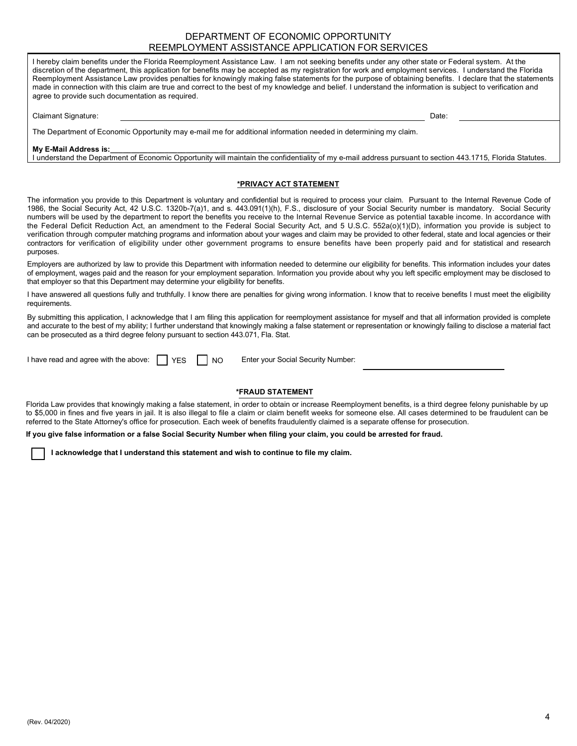DEPARTMENT OF ECONOMIC OPPORTUNITY
REEMPLOYMENT ASSISTANCE APPLICATION FOR SERVICES

I hereby claim benefits under the Florida Reemployment Assistance Law. I am not seeking benefits under any other state or Federal system. At the discretion of the department, this application for benefits may be accepted as my registration for work and employment services. I understand the Florida Reemployment Assistance Law provides penalties for knowingly making false statements for the purpose of obtaining benefits. I declare that the statements made in connection with this claim are true and correct to the best of my knowledge and belief. I understand the information is subject to verification and agree to provide such documentation as required.

Claimant Signature: ______________________________ Date: ______________

The Department of Economic Opportunity may e-mail me for additional information needed in determining my claim.

**My E-Mail Address is:**______________________________

I understand the Department of Economic Opportunity will maintain the confidentiality of my e-mail address pursuant to section 443.1715, Florida Statutes.

**\*PRIVACY ACT STATEMENT**

The information you provide to this Department is voluntary and confidential but is required to process your claim. Pursuant to the Internal Revenue Code of 1986, the Social Security Act, 42 U.S.C. 1320b-7(a)1, and s. 443.091(1)(h), F.S., disclosure of your Social Security number is mandatory. Social Security numbers will be used by the department to report the benefits you receive to the Internal Revenue Service as potential taxable income. In accordance with the Federal Deficit Reduction Act, an amendment to the Federal Social Security Act, and 5 U.S.C. 552a(o)(1)(D), information you provide is subject to verification through computer matching programs and information about your wages and claim may be provided to other federal, state and local agencies or their contractors for verification of eligibility under other government programs to ensure benefits have been properly paid and for statistical and research purposes.

Employers are authorized by law to provide this Department with information needed to determine our eligibility for benefits. This information includes your dates of employment, wages paid and the reason for your employment separation. Information you provide about why you left specific employment may be disclosed to that employer so that this Department may determine your eligibility for benefits.

I have answered all questions fully and truthfully. I know there are penalties for giving wrong information. I know that to receive benefits I must meet the eligibility requirements.

By submitting this application, I acknowledge that I am filing this application for reemployment assistance for myself and that all information provided is complete and accurate to the best of my ability; I further understand that knowingly making a false statement or representation or knowingly failing to disclose a material fact can be prosecuted as a third degree felony pursuant to section 443.071, Fla. Stat.

I have read and agree with the above: ☐ YES ☐ NO Enter your Social Security Number: ______________________________

**\*FRAUD STATEMENT**

Florida Law provides that knowingly making a false statement, in order to obtain or increase Reemployment benefits, is a third degree felony punishable by up to $5,000 in fines and five years in jail. It is also illegal to file a claim or claim benefit weeks for someone else. All cases determined to be fraudulent can be referred to the State Attorney's office for prosecution. Each week of benefits fraudulently claimed is a separate offense for prosecution.

**If you give false information or a false Social Security Number when filing your claim, you could be arrested for fraud.**

☐ **I acknowledge that I understand this statement and wish to continue to file my claim.**

(Rev. 04/2020)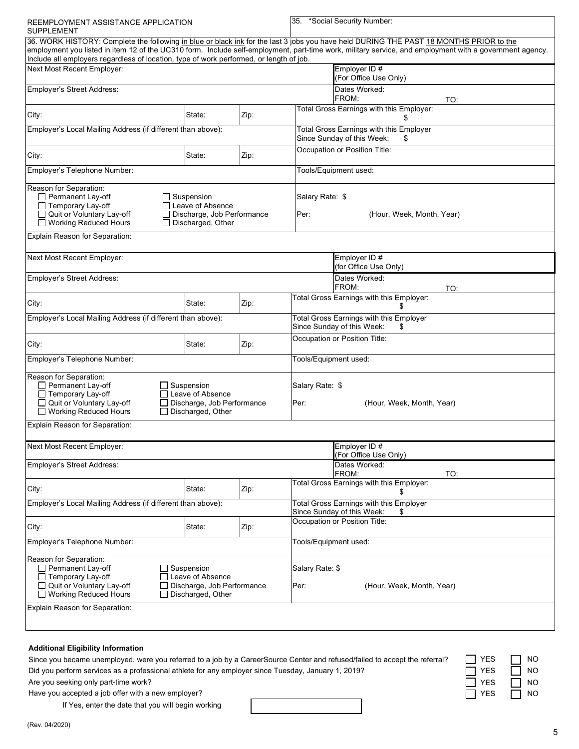REEMPLOYMENT ASSISTANCE APPLICATION SUPPLEMENT

35. *Social Security Number:

36. WORK HISTORY: Complete the following in blue or black ink for the last 3 jobs you have held DURING THE PAST 18 MONTHS PRIOR to the employment you listed in item 12 of the UC310 form. Include self-employment, part-time work, military service, and employment with a government agency. Include all employers regardless of location, type of work performed, or length of job.

| Next Most Recent Employer: | | | Employer ID # (For Office Use Only) |
|---|---|---|---|
| Employer's Street Address: | | | Dates Worked: FROM: TO: |
| City: | State: | Zip: | Total Gross Earnings with this Employer: $ |
| Employer's Local Mailing Address (if different than above): | | | Total Gross Earnings with this Employer Since Sunday of this Week: $ |
| City: | State: | Zip: | Occupation or Position Title: |
| Employer's Telephone Number: | | | Tools/Equipment used: |
| Reason for Separation: ☐ Permanent Lay-off ☐ Temporary Lay-off ☐ Quit or Voluntary Lay-off ☐ Working Reduced Hours ☐ Suspension ☐ Leave of Absence ☐ Discharge, Job Performance ☐ Discharged, Other | | | Salary Rate: $ Per: (Hour, Week, Month, Year) |
| Explain Reason for Separation: | | | |

| Next Most Recent Employer: | | | Employer ID # (for Office Use Only) |
|---|---|---|---|
| Employer's Street Address: | | | Dates Worked: FROM: TO: |
| City: | State: | Zip: | Total Gross Earnings with this Employer: $ |
| Employer's Local Mailing Address (if different than above): | | | Total Gross Earnings with this Employer Since Sunday of this Week: $ |
| City: | State: | Zip: | Occupation or Position Title: |
| Employer's Telephone Number: | | | Tools/Equipment used: |
| Reason for Separation: ☐ Permanent Lay-off ☐ Temporary Lay-off ☐ Quit or Voluntary Lay-off ☐ Working Reduced Hours ☐ Suspension ☐ Leave of Absence ☐ Discharge, Job Performance ☐ Discharged, Other | | | Salary Rate: $ Per: (Hour, Week, Month, Year) |
| Explain Reason for Separation: | | | |

| Next Most Recent Employer: | | | Employer ID # (For Office Use Only) |
|---|---|---|---|
| Employer's Street Address: | | | Dates Worked: FROM: TO: |
| City: | State: | Zip: | Total Gross Earnings with this Employer: $ |
| Employer's Local Mailing Address (if different than above): | | | Total Gross Earnings with this Employer Since Sunday of this Week: $ |
| City: | State: | Zip: | Occupation or Position Title: |
| Employer's Telephone Number: | | | Tools/Equipment used: |
| Reason for Separation: ☐ Permanent Lay-off ☐ Temporary Lay-off ☐ Quit or Voluntary Lay-off ☐ Working Reduced Hours ☐ Suspension ☐ Leave of Absence ☐ Discharge, Job Performance ☐ Discharged, Other | | | Salary Rate: $ Per: (Hour, Week, Month, Year) |
| Explain Reason for Separation: | | | |

**Additional Eligibility Information**

| | | |
|---|---|---|
| Since you became unemployed, were you referred to a job by a CareerSource Center and refused/failed to accept the referral? | ☐ YES | ☐ NO |
| Did you perform services as a professional athlete for any employer since Tuesday, January 1, 2019? | ☐ YES | ☐ NO |
| Are you seeking only part-time work? | ☐ YES | ☐ NO |
| Have you accepted a job offer with a new employer? | ☐ YES | ☐ NO |

If Yes, enter the date that you will begin working

(Rev. 04/2020)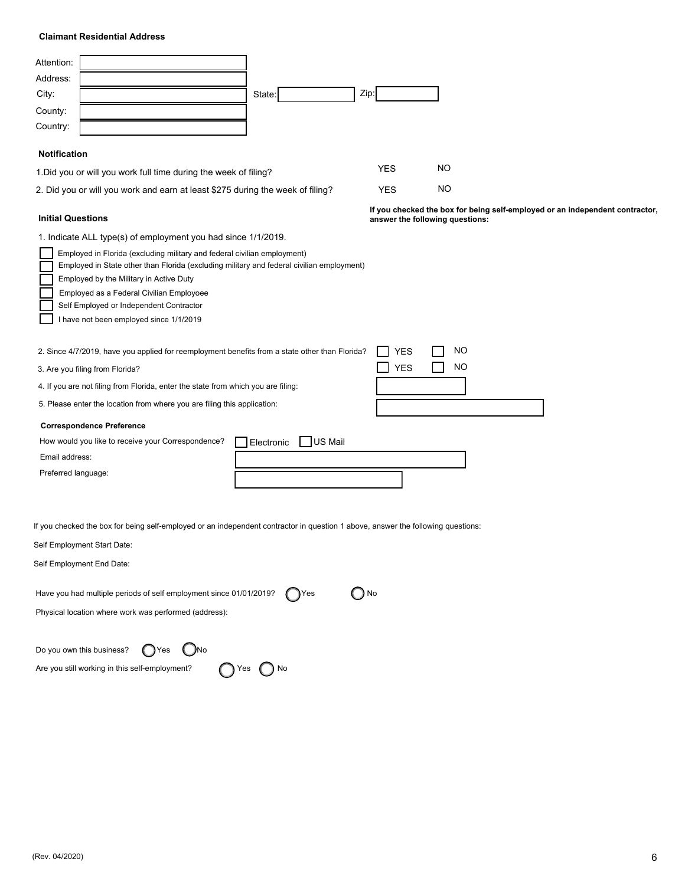**Claimant Residential Address**

Attention:
Address:
City: State: Zip:
County:
Country:

**Notification**

1.Did you or will you work full time during the week of filing? YES NO

2. Did you or will you work and earn at least $275 during the week of filing? YES NO

**Initial Questions**

**If you checked the box for being self-employed or an independent contractor, answer the following questions:**

1. Indicate ALL type(s) of employment you had since 1/1/2019.

- [ ] Employed in Florida (excluding military and federal civilian employment)
- [ ] Employed in State other than Florida (excluding military and federal civilian employment)
- [ ] Employed by the Military in Active Duty
- [ ] Employed as a Federal Civilian Employoee
- [ ] Self Employed or Independent Contractor
- [ ] I have not been employed since 1/1/2019

2. Since 4/7/2019, have you applied for reemployment benefits from a state other than Florida? [ ] YES [ ] NO

3. Are you filing from Florida? [ ] YES [ ] NO

4. If you are not filing from Florida, enter the state from which you are filing:

5. Please enter the location from where you are filing this application:

**Correspondence Preference**

How would you like to receive your Correspondence? [ ] Electronic [ ] US Mail

Email address:

Preferred language:

If you checked the box for being self-employed or an independent contractor in question 1 above, answer the following questions:

Self Employment Start Date:

Self Employment End Date:

Have you had multiple periods of self employment since 01/01/2019? ( ) Yes ( ) No

Physical location where work was performed (address):

Do you own this business? ( ) Yes ( ) No

Are you still working in this self-employment? ( ) Yes ( ) No

(Rev. 04/2020)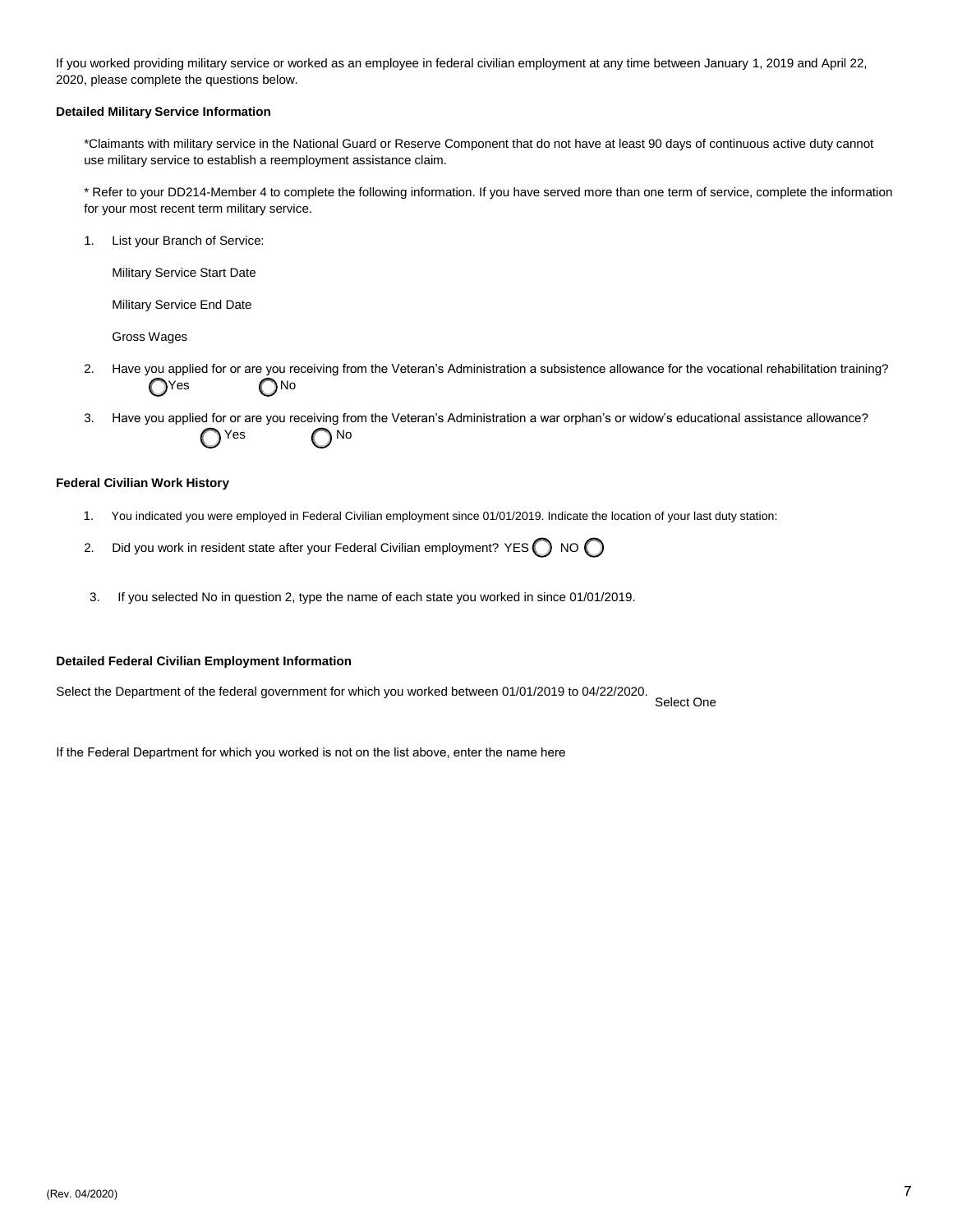If you worked providing military service or worked as an employee in federal civilian employment at any time between January 1, 2019 and April 22, 2020, please complete the questions below.

**Detailed Military Service Information**

*Claimants with military service in the National Guard or Reserve Component that do not have at least 90 days of continuous active duty cannot use military service to establish a reemployment assistance claim.

* Refer to your DD214-Member 4 to complete the following information. If you have served more than one term of service, complete the information for your most recent term military service.

1. List your Branch of Service:

   Military Service Start Date

   Military Service End Date

   Gross Wages

2. Have you applied for or are you receiving from the Veteran's Administration a subsistence allowance for the vocational rehabilitation training?
   ◯ Yes ◯ No

3. Have you applied for or are you receiving from the Veteran's Administration a war orphan's or widow's educational assistance allowance?
   ◯ Yes ◯ No

**Federal Civilian Work History**

1. You indicated you were employed in Federal Civilian employment since 01/01/2019. Indicate the location of your last duty station:

2. Did you work in resident state after your Federal Civilian employment? YES ◯ NO ◯

3. If you selected No in question 2, type the name of each state you worked in since 01/01/2019.

**Detailed Federal Civilian Employment Information**

Select the Department of the federal government for which you worked between 01/01/2019 to 04/22/2020. Select One

If the Federal Department for which you worked is not on the list above, enter the name here

(Rev. 04/2020)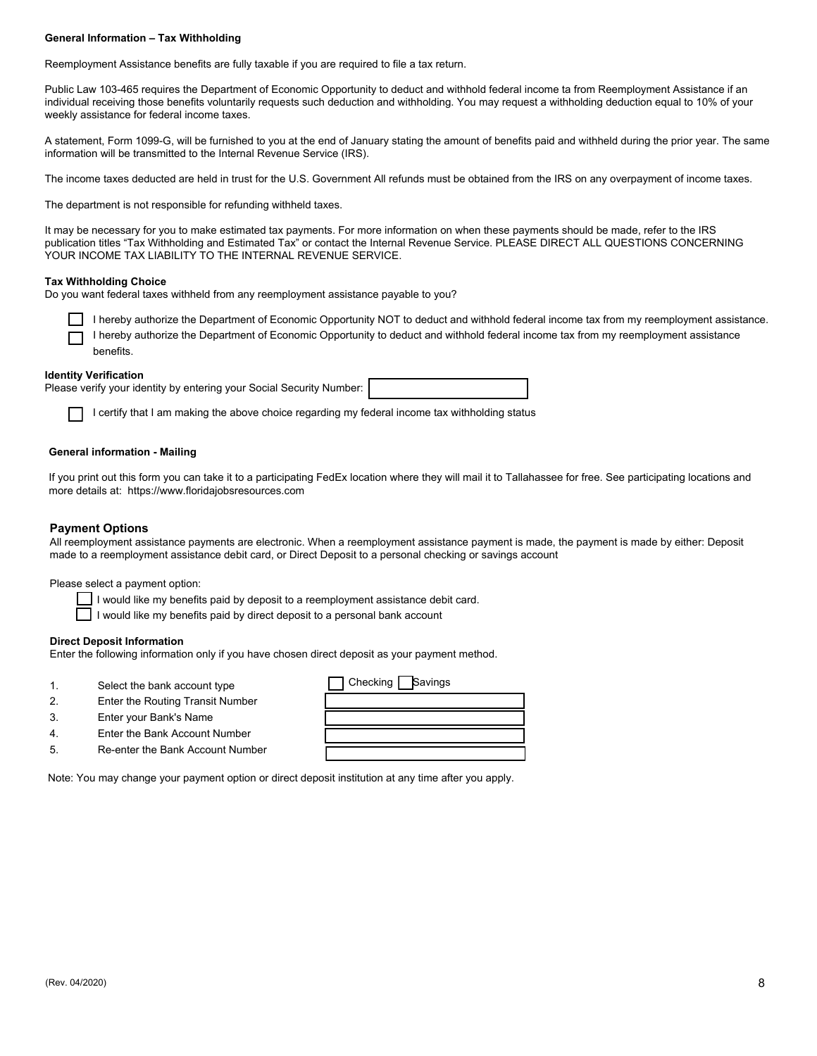**General Information – Tax Withholding**

Reemployment Assistance benefits are fully taxable if you are required to file a tax return.

Public Law 103-465 requires the Department of Economic Opportunity to deduct and withhold federal income ta from Reemployment Assistance if an individual receiving those benefits voluntarily requests such deduction and withholding. You may request a withholding deduction equal to 10% of your weekly assistance for federal income taxes.

A statement, Form 1099-G, will be furnished to you at the end of January stating the amount of benefits paid and withheld during the prior year. The same information will be transmitted to the Internal Revenue Service (IRS).

The income taxes deducted are held in trust for the U.S. Government All refunds must be obtained from the IRS on any overpayment of income taxes.

The department is not responsible for refunding withheld taxes.

It may be necessary for you to make estimated tax payments. For more information on when these payments should be made, refer to the IRS publication titles "Tax Withholding and Estimated Tax" or contact the Internal Revenue Service. PLEASE DIRECT ALL QUESTIONS CONCERNING YOUR INCOME TAX LIABILITY TO THE INTERNAL REVENUE SERVICE.

**Tax Withholding Choice**

Do you want federal taxes withheld from any reemployment assistance payable to you?

☐ I hereby authorize the Department of Economic Opportunity NOT to deduct and withhold federal income tax from my reemployment assistance.

☐ I hereby authorize the Department of Economic Opportunity to deduct and withhold federal income tax from my reemployment assistance benefits.

**Identity Verification**

Please verify your identity by entering your Social Security Number: ____________________

☐ I certify that I am making the above choice regarding my federal income tax withholding status

**General information - Mailing**

If you print out this form you can take it to a participating FedEx location where they will mail it to Tallahassee for free. See participating locations and more details at: https://www.floridajobsresources.com

## Payment Options

All reemployment assistance payments are electronic. When a reemployment assistance payment is made, the payment is made by either: Deposit made to a reemployment assistance debit card, or Direct Deposit to a personal checking or savings account

Please select a payment option:

☐ I would like my benefits paid by deposit to a reemployment assistance debit card.

☐ I would like my benefits paid by direct deposit to a personal bank account

**Direct Deposit Information**

Enter the following information only if you have chosen direct deposit as your payment method.

1. Select the bank account type ☐ Checking ☐ Savings
2. Enter the Routing Transit Number ____________________
3. Enter your Bank's Name ____________________
4. Enter the Bank Account Number ____________________
5. Re-enter the Bank Account Number ____________________

Note: You may change your payment option or direct deposit institution at any time after you apply.

(Rev. 04/2020)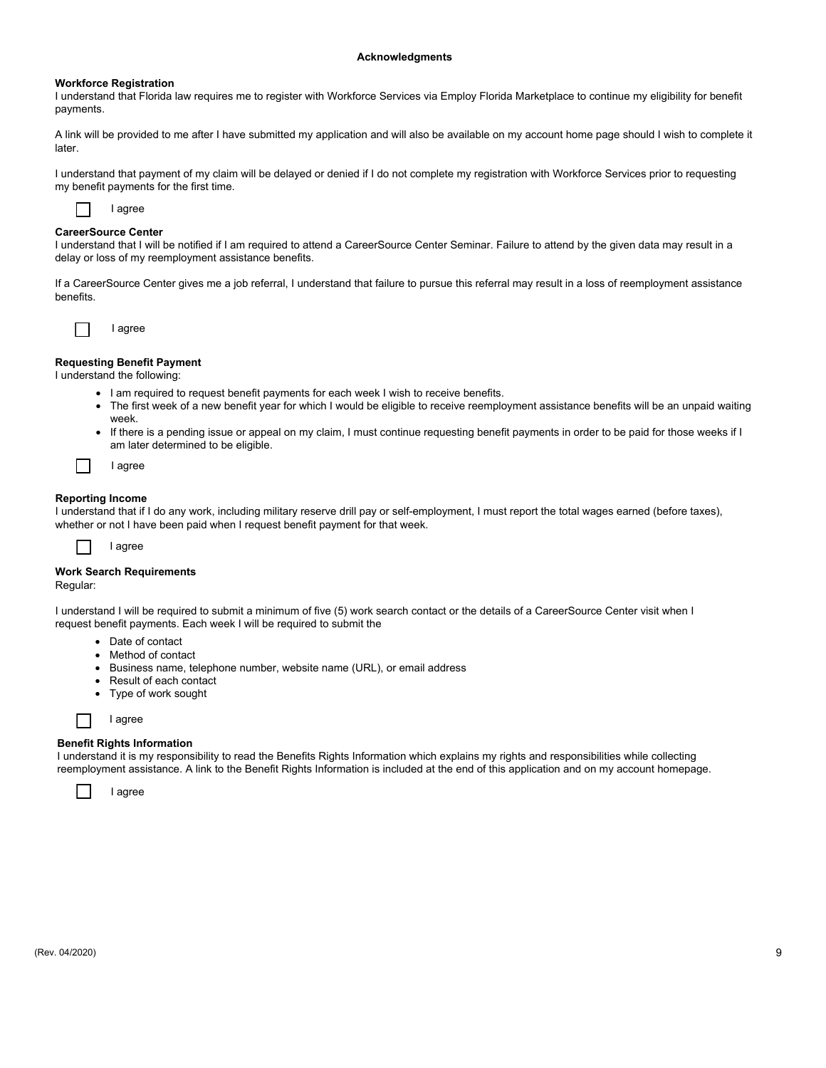## Acknowledgments

**Workforce Registration**

I understand that Florida law requires me to register with Workforce Services via Employ Florida Marketplace to continue my eligibility for benefit payments.

A link will be provided to me after I have submitted my application and will also be available on my account home page should I wish to complete it later.

I understand that payment of my claim will be delayed or denied if I do not complete my registration with Workforce Services prior to requesting my benefit payments for the first time.

☐ I agree

**CareerSource Center**

I understand that I will be notified if I am required to attend a CareerSource Center Seminar. Failure to attend by the given data may result in a delay or loss of my reemployment assistance benefits.

If a CareerSource Center gives me a job referral, I understand that failure to pursue this referral may result in a loss of reemployment assistance benefits.

☐ I agree

**Requesting Benefit Payment**

I understand the following:

- I am required to request benefit payments for each week I wish to receive benefits.
- The first week of a new benefit year for which I would be eligible to receive reemployment assistance benefits will be an unpaid waiting week.
- If there is a pending issue or appeal on my claim, I must continue requesting benefit payments in order to be paid for those weeks if I am later determined to be eligible.

☐ I agree

**Reporting Income**

I understand that if I do any work, including military reserve drill pay or self-employment, I must report the total wages earned (before taxes), whether or not I have been paid when I request benefit payment for that week.

☐ I agree

**Work Search Requirements**

Regular:

I understand I will be required to submit a minimum of five (5) work search contact or the details of a CareerSource Center visit when I request benefit payments. Each week I will be required to submit the

- Date of contact
- Method of contact
- Business name, telephone number, website name (URL), or email address
- Result of each contact
- Type of work sought

☐ I agree

**Benefit Rights Information**

I understand it is my responsibility to read the Benefits Rights Information which explains my rights and responsibilities while collecting reemployment assistance. A link to the Benefit Rights Information is included at the end of this application and on my account homepage.

☐ I agree

(Rev. 04/2020)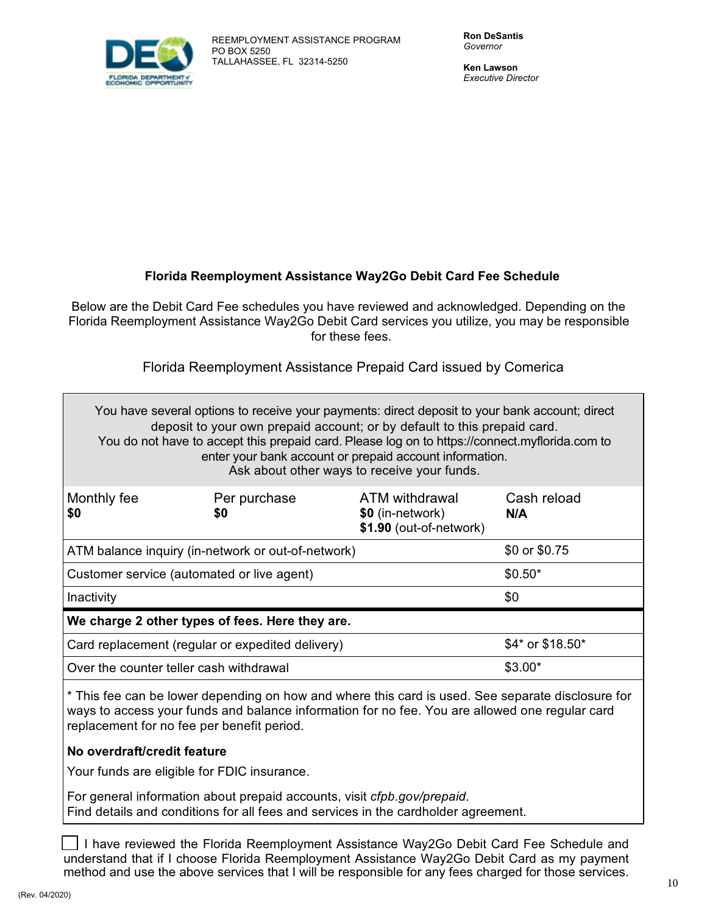REEMPLOYMENT ASSISTANCE PROGRAM
PO BOX 5250
TALLAHASSEE, FL 32314-5250

**Ron DeSantis**
*Governor*

**Ken Lawson**
*Executive Director*

**Florida Reemployment Assistance Way2Go Debit Card Fee Schedule**

Below are the Debit Card Fee schedules you have reviewed and acknowledged. Depending on the Florida Reemployment Assistance Way2Go Debit Card services you utilize, you may be responsible for these fees.

Florida Reemployment Assistance Prepaid Card issued by Comerica

You have several options to receive your payments: direct deposit to your bank account; direct deposit to your own prepaid account; or by default to this prepaid card.
You do not have to accept this prepaid card. Please log on to https://connect.myflorida.com to enter your bank account or prepaid account information.
Ask about other ways to receive your funds.

| Monthly fee | Per purchase | ATM withdrawal | Cash reload |
|---|---|---|---|
| **$0** | **$0** | **$0** (in-network) **$1.90** (out-of-network) | **N/A** |

| | |
|---|---|
| ATM balance inquiry (in-network or out-of-network) | $0 or $0.75 |
| Customer service (automated or live agent) | $0.50* |
| Inactivity | $0 |
| **We charge 2 other types of fees. Here they are.** | |
| Card replacement (regular or expedited delivery) | $4* or $18.50* |
| Over the counter teller cash withdrawal | $3.00* |

* This fee can be lower depending on how and where this card is used. See separate disclosure for ways to access your funds and balance information for no fee. You are allowed one regular card replacement for no fee per benefit period.

**No overdraft/credit feature**

Your funds are eligible for FDIC insurance.

For general information about prepaid accounts, visit *cfpb.gov/prepaid*.
Find details and conditions for all fees and services in the cardholder agreement.

☐ I have reviewed the Florida Reemployment Assistance Way2Go Debit Card Fee Schedule and understand that if I choose Florida Reemployment Assistance Way2Go Debit Card as my payment method and use the above services that I will be responsible for any fees charged for those services.

(Rev. 04/2020)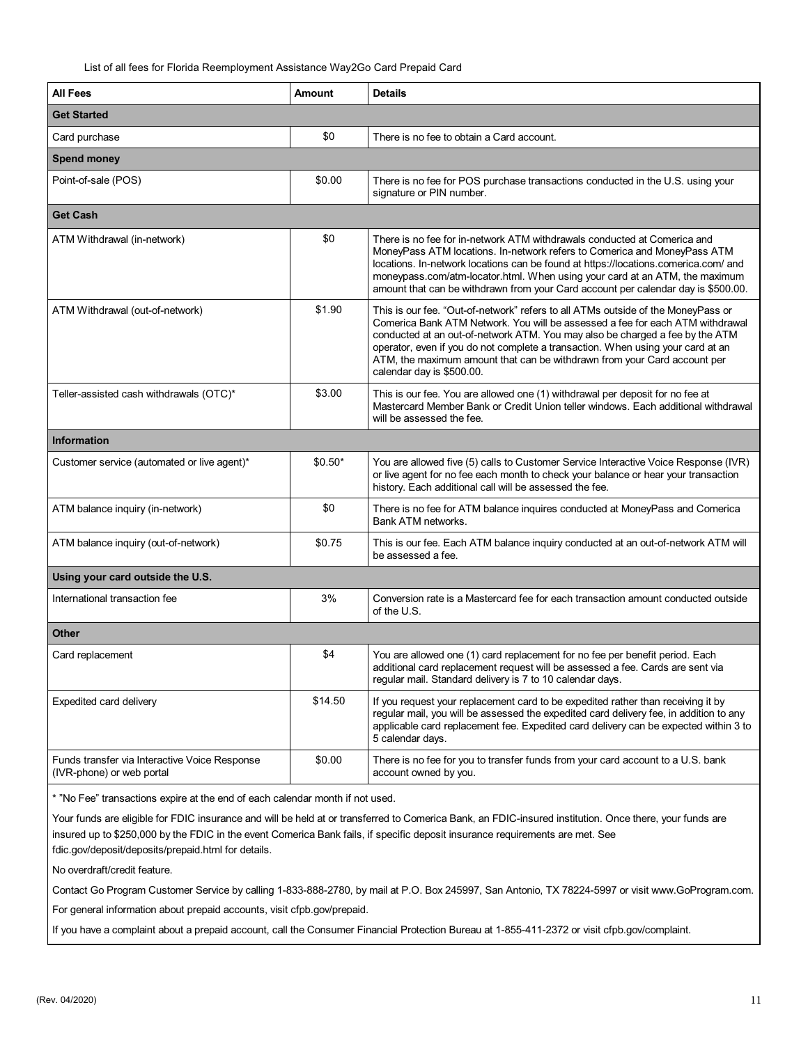List of all fees for Florida Reemployment Assistance Way2Go Card Prepaid Card

| All Fees | Amount | Details |
|---|---|---|
| **Get Started** | | |
| Card purchase | $0 | There is no fee to obtain a Card account. |
| **Spend money** | | |
| Point-of-sale (POS) | $0.00 | There is no fee for POS purchase transactions conducted in the U.S. using your signature or PIN number. |
| **Get Cash** | | |
| ATM Withdrawal (in-network) | $0 | There is no fee for in-network ATM withdrawals conducted at Comerica and MoneyPass ATM locations. In-network refers to Comerica and MoneyPass ATM locations. In-network locations can be found at https://locations.comerica.com/ and moneypass.com/atm-locator.html. When using your card at an ATM, the maximum amount that can be withdrawn from your Card account per calendar day is $500.00. |
| ATM Withdrawal (out-of-network) | $1.90 | This is our fee. "Out-of-network" refers to all ATMs outside of the MoneyPass or Comerica Bank ATM Network. You will be assessed a fee for each ATM withdrawal conducted at an out-of-network ATM. You may also be charged a fee by the ATM operator, even if you do not complete a transaction. When using your card at an ATM, the maximum amount that can be withdrawn from your Card account per calendar day is $500.00. |
| Teller-assisted cash withdrawals (OTC)* | $3.00 | This is our fee. You are allowed one (1) withdrawal per deposit for no fee at Mastercard Member Bank or Credit Union teller windows. Each additional withdrawal will be assessed the fee. |
| **Information** | | |
| Customer service (automated or live agent)* | $0.50* | You are allowed five (5) calls to Customer Service Interactive Voice Response (IVR) or live agent for no fee each month to check your balance or hear your transaction history. Each additional call will be assessed the fee. |
| ATM balance inquiry (in-network) | $0 | There is no fee for ATM balance inquires conducted at MoneyPass and Comerica Bank ATM networks. |
| ATM balance inquiry (out-of-network) | $0.75 | This is our fee. Each ATM balance inquiry conducted at an out-of-network ATM will be assessed a fee. |
| **Using your card outside the U.S.** | | |
| International transaction fee | 3% | Conversion rate is a Mastercard fee for each transaction amount conducted outside of the U.S. |
| **Other** | | |
| Card replacement | $4 | You are allowed one (1) card replacement for no fee per benefit period. Each additional card replacement request will be assessed a fee. Cards are sent via regular mail. Standard delivery is 7 to 10 calendar days. |
| Expedited card delivery | $14.50 | If you request your replacement card to be expedited rather than receiving it by regular mail, you will be assessed the expedited card delivery fee, in addition to any applicable card replacement fee. Expedited card delivery can be expected within 3 to 5 calendar days. |
| Funds transfer via Interactive Voice Response (IVR-phone) or web portal | $0.00 | There is no fee for you to transfer funds from your card account to a U.S. bank account owned by you. |

* "No Fee" transactions expire at the end of each calendar month if not used.

Your funds are eligible for FDIC insurance and will be held at or transferred to Comerica Bank, an FDIC-insured institution. Once there, your funds are insured up to $250,000 by the FDIC in the event Comerica Bank fails, if specific deposit insurance requirements are met. See fdic.gov/deposit/deposits/prepaid.html for details.

No overdraft/credit feature.

Contact Go Program Customer Service by calling 1-833-888-2780, by mail at P.O. Box 245997, San Antonio, TX 78224-5997 or visit www.GoProgram.com.

For general information about prepaid accounts, visit cfpb.gov/prepaid.

If you have a complaint about a prepaid account, call the Consumer Financial Protection Bureau at 1-855-411-2372 or visit cfpb.gov/complaint.

(Rev. 04/2020)